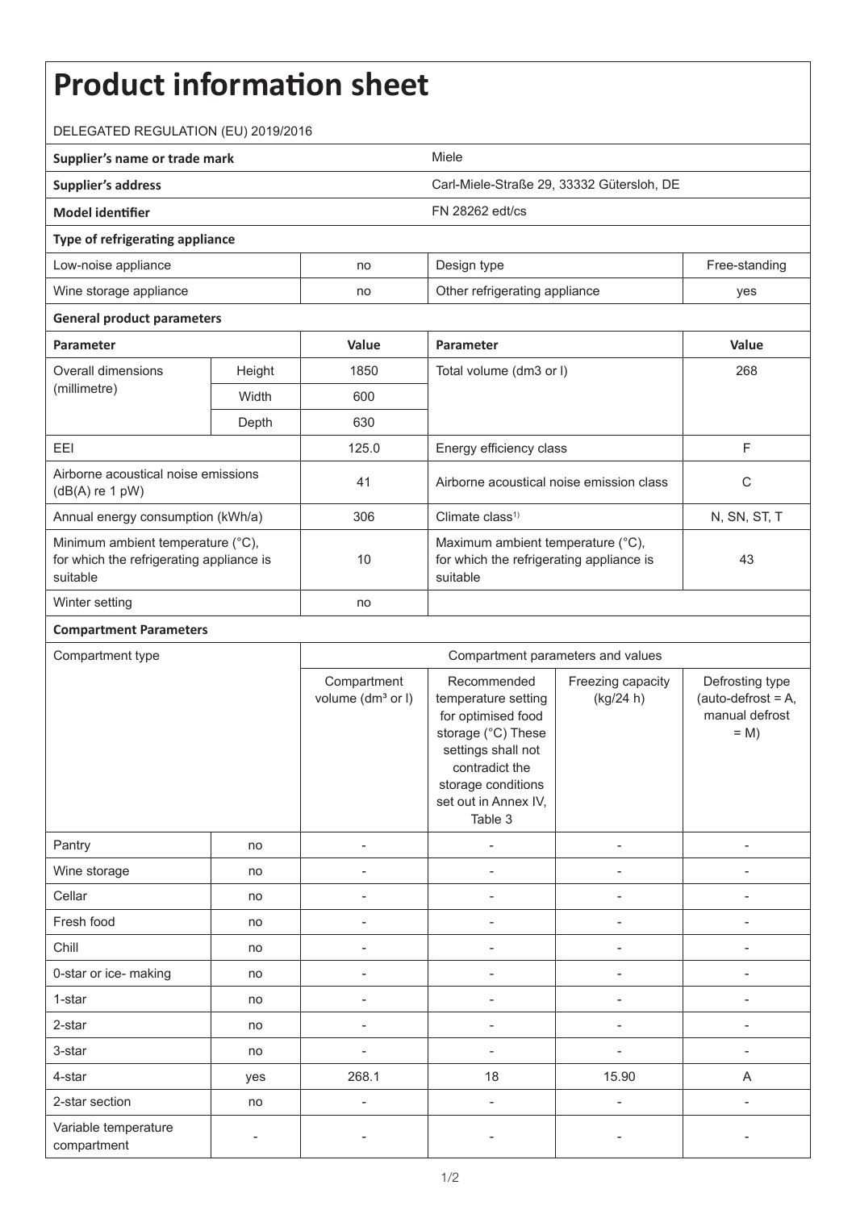# Product information sheet

DELEGATED REGULATION (EU) 2019/2016

| **Supplier's name or trade mark** | Miele |
|---|---|
| **Supplier's address** | Carl-Miele-Straße 29, 33332 Gütersloh, DE |
| **Model identifier** | FN 28262 edt/cs |

**Type of refrigerating appliance**

| | | | |
|---|---|---|---|
| Low-noise appliance | no | Design type | Free-standing |
| Wine storage appliance | no | Other refrigerating appliance | yes |

**General product parameters**

| **Parameter** | | **Value** | **Parameter** | **Value** |
|---|---|---|---|---|
| Overall dimensions (millimetre) | Height | 1850 | Total volume (dm3 or l) | 268 |
| | Width | 600 | | |
| | Depth | 630 | | |
| EEI | | 125.0 | Energy efficiency class | F |
| Airborne acoustical noise emissions (dB(A) re 1 pW) | | 41 | Airborne acoustical noise emission class | C |
| Annual energy consumption (kWh/a) | | 306 | Climate class[1)] | N, SN, ST, T |
| Minimum ambient temperature (°C), for which the refrigerating appliance is suitable | | 10 | Maximum ambient temperature (°C), for which the refrigerating appliance is suitable | 43 |
| Winter setting | | no | | |

**Compartment Parameters**

| Compartment type | | Compartment parameters and values | | | |
|---|---|---|---|---|---|
| | | Compartment volume ($dm^3$ or l) | Recommended temperature setting for optimised food storage (°C) These settings shall not contradict the storage conditions set out in Annex IV, Table 3 | Freezing capacity (kg/24 h) | Defrosting type (auto-defrost = A, manual defrost = M) |
| Pantry | no | - | - | - | - |
| Wine storage | no | - | - | - | - |
| Cellar | no | - | - | - | - |
| Fresh food | no | - | - | - | - |
| Chill | no | - | - | - | - |
| 0-star or ice- making | no | - | - | - | - |
| 1-star | no | - | - | - | - |
| 2-star | no | - | - | - | - |
| 3-star | no | - | - | - | - |
| 4-star | yes | 268.1 | 18 | 15.90 | A |
| 2-star section | no | - | - | - | - |
| Variable temperature compartment | - | - | - | - | - |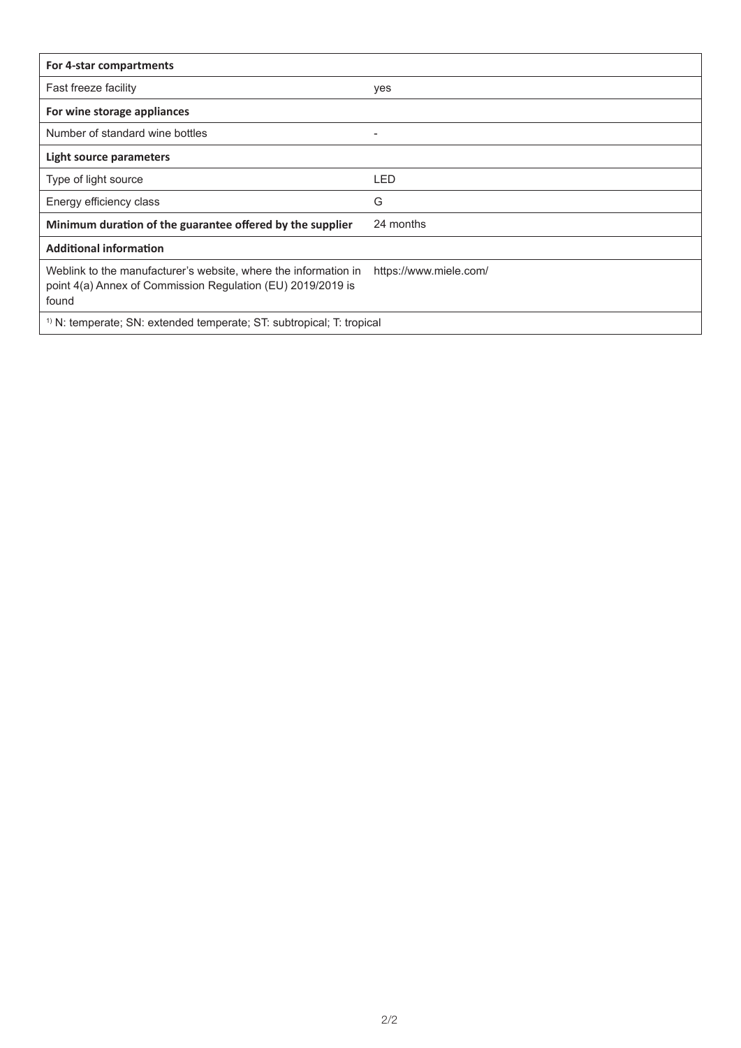| | |
|---|---|
| **For 4-star compartments** | |
| Fast freeze facility | yes |
| **For wine storage appliances** | |
| Number of standard wine bottles | - |
| **Light source parameters** | |
| Type of light source | LED |
| Energy efficiency class | G |
| **Minimum duration of the guarantee offered by the supplier** | 24 months |
| **Additional information** | |
| Weblink to the manufacturer's website, where the information in point 4(a) Annex of Commission Regulation (EU) 2019/2019 is found | https://www.miele.com/ |
| [1)] N: temperate; SN: extended temperate; ST: subtropical; T: tropical | |